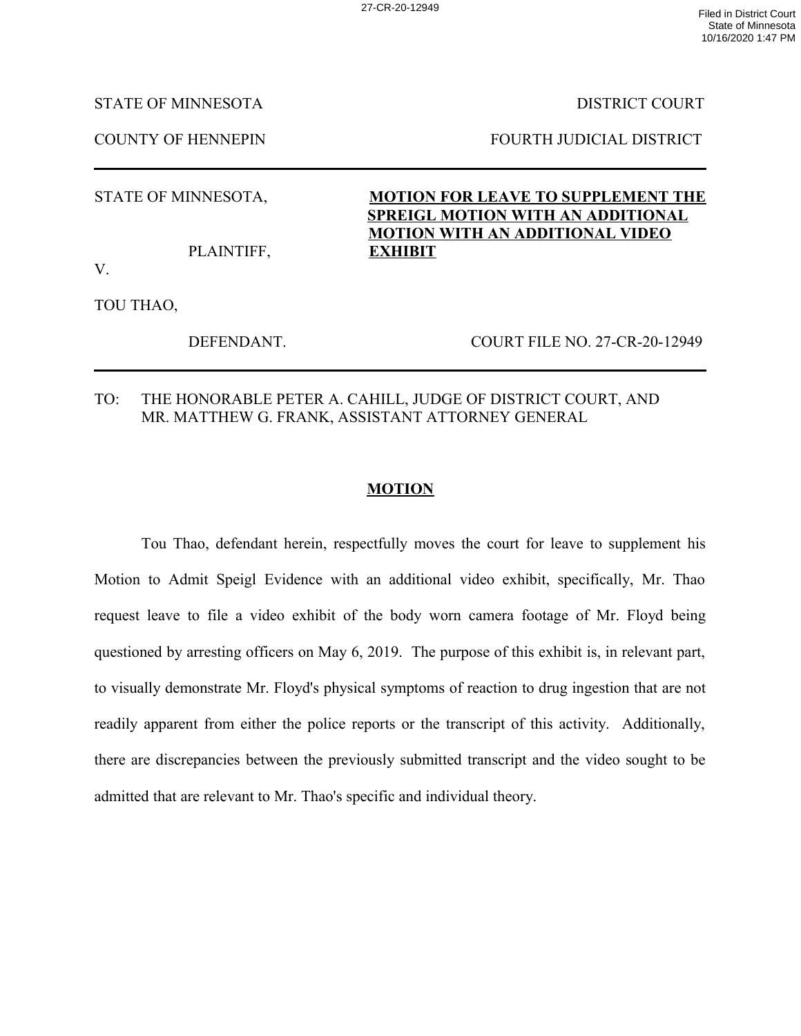STATE OF MINNESOTA — DISTRICT COURT

COUNTY OF HENNEPIN — FOURTH JUDICIAL DISTRICT

| | |
|---|---|
| STATE OF MINNESOTA,<br><br>PLAINTIFF,<br><br>V.<br><br>TOU THAO,<br><br>DEFENDANT. | **MOTION FOR LEAVE TO SUPPLEMENT THE SPREIGL MOTION WITH AN ADDITIONAL MOTION WITH AN ADDITIONAL VIDEO EXHIBIT**<br><br>COURT FILE NO. 27-CR-20-12949 |

TO: THE HONORABLE PETER A. CAHILL, JUDGE OF DISTRICT COURT, AND MR. MATTHEW G. FRANK, ASSISTANT ATTORNEY GENERAL

## MOTION

Tou Thao, defendant herein, respectfully moves the court for leave to supplement his Motion to Admit Speigl Evidence with an additional video exhibit, specifically, Mr. Thao request leave to file a video exhibit of the body worn camera footage of Mr. Floyd being questioned by arresting officers on May 6, 2019. The purpose of this exhibit is, in relevant part, to visually demonstrate Mr. Floyd's physical symptoms of reaction to drug ingestion that are not readily apparent from either the police reports or the transcript of this activity. Additionally, there are discrepancies between the previously submitted transcript and the video sought to be admitted that are relevant to Mr. Thao's specific and individual theory.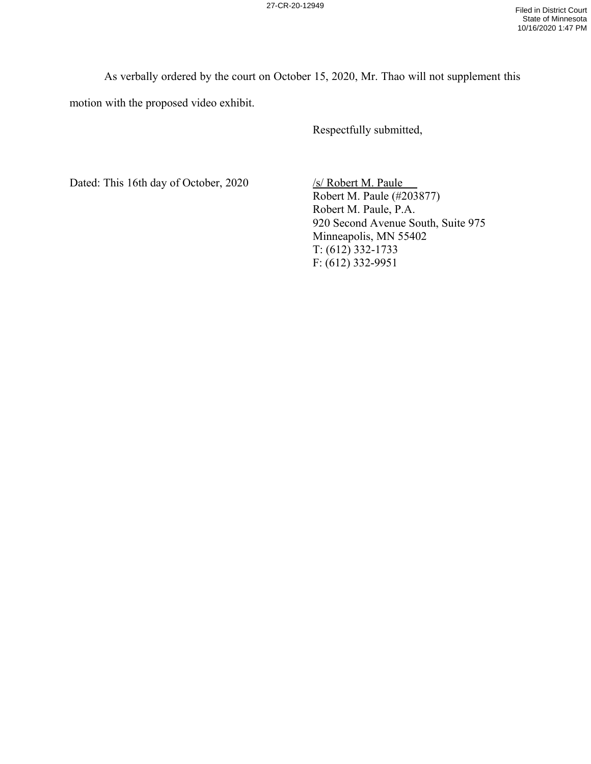As verbally ordered by the court on October 15, 2020, Mr. Thao will not supplement this motion with the proposed video exhibit.

Respectfully submitted,

Dated: This 16th day of October, 2020

/s/ Robert M. Paule
Robert M. Paule (#203877)
Robert M. Paule, P.A.
920 Second Avenue South, Suite 975
Minneapolis, MN 55402
T: (612) 332-1733
F: (612) 332-9951